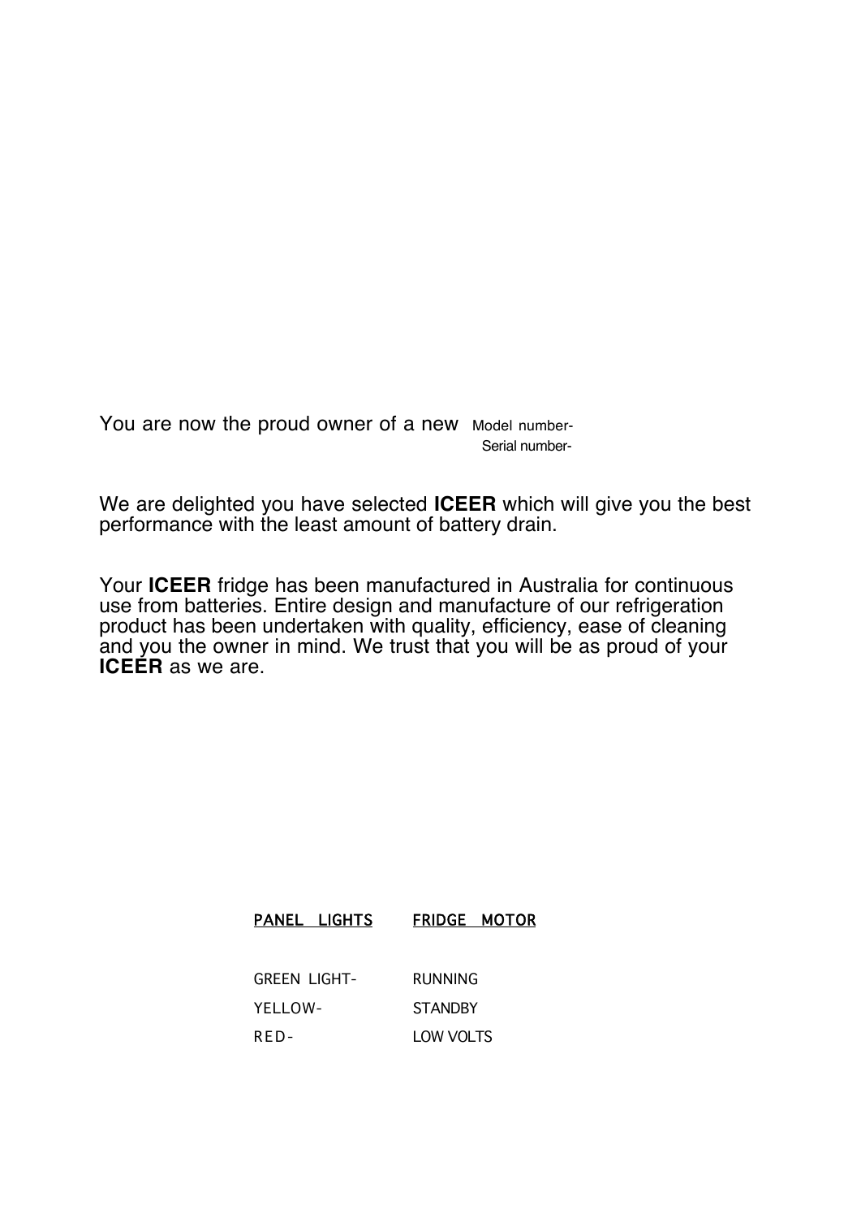You are now the proud owner of a new Model number-
Serial number-

We are delighted you have selected **ICEER** which will give you the best performance with the least amount of battery drain.

Your **ICEER** fridge has been manufactured in Australia for continuous use from batteries. Entire design and manufacture of our refrigeration product has been undertaken with quality, efficiency, ease of cleaning and you the owner in mind. We trust that you will be as proud of your **ICEER** as we are.

| PANEL LIGHTS | FRIDGE MOTOR |
|---|---|
| GREEN LIGHT- | RUNNING |
| YELLOW- | STANDBY |
| RED- | LOW VOLTS |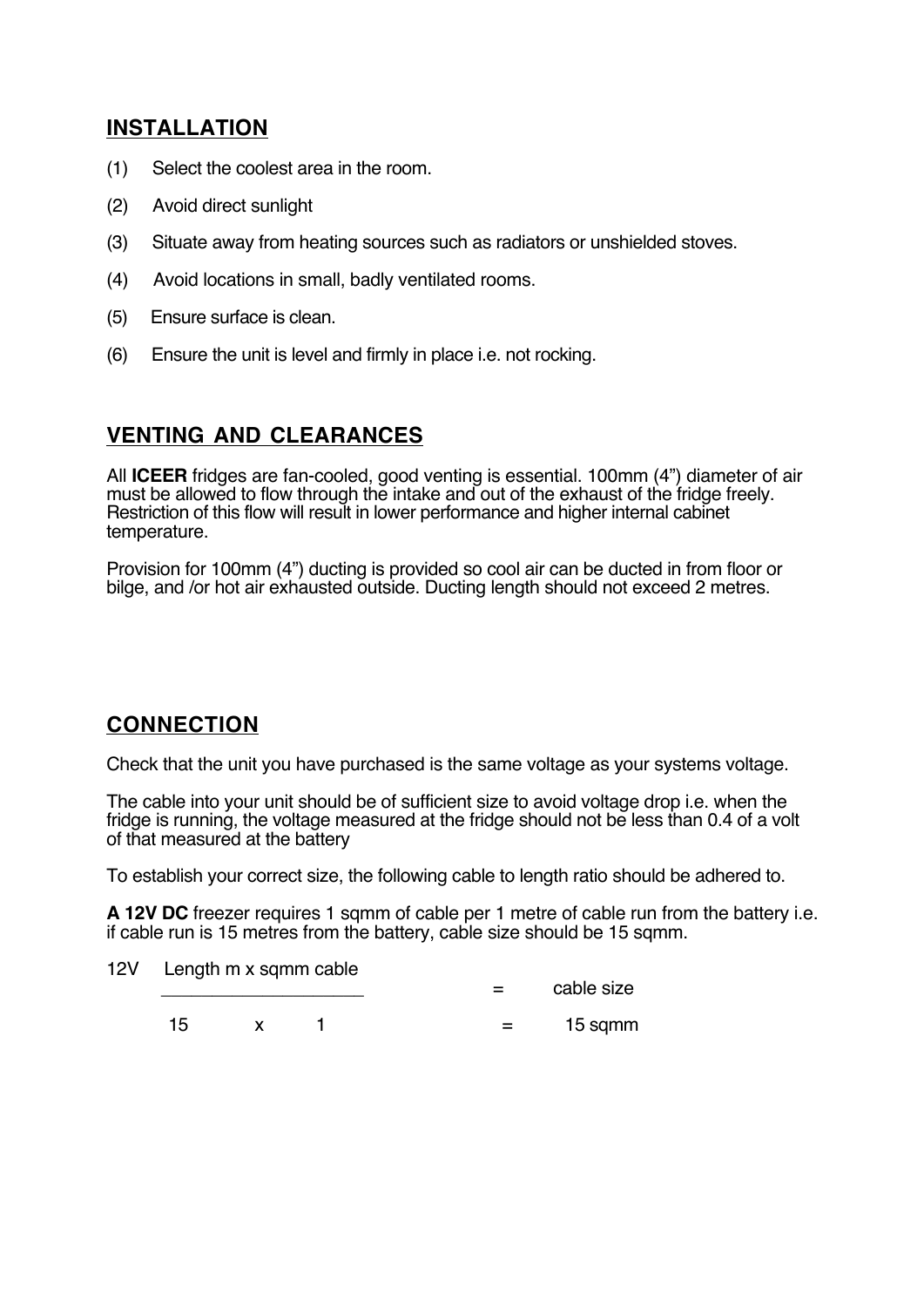## INSTALLATION

(1) Select the coolest area in the room.

(2) Avoid direct sunlight

(3) Situate away from heating sources such as radiators or unshielded stoves.

(4) Avoid locations in small, badly ventilated rooms.

(5) Ensure surface is clean.

(6) Ensure the unit is level and firmly in place i.e. not rocking.

## VENTING AND CLEARANCES

All **ICEER** fridges are fan-cooled, good venting is essential. 100mm (4”) diameter of air must be allowed to flow through the intake and out of the exhaust of the fridge freely. Restriction of this flow will result in lower performance and higher internal cabinet temperature.

Provision for 100mm (4”) ducting is provided so cool air can be ducted in from floor or bilge, and /or hot air exhausted outside. Ducting length should not exceed 2 metres.

## CONNECTION

Check that the unit you have purchased is the same voltage as your systems voltage.

The cable into your unit should be of sufficient size to avoid voltage drop i.e. when the fridge is running, the voltage measured at the fridge should not be less than 0.4 of a volt of that measured at the battery

To establish your correct size, the following cable to length ratio should be adhered to.

**A 12V DC** freezer requires 1 sqmm of cable per 1 metre of cable run from the battery i.e. if cable run is 15 metres from the battery, cable size should be 15 sqmm.

| 12V | Length m x sqmm cable | = | cable size |
|---|---|---|---|
| | 15 x 1 | = | 15 sqmm |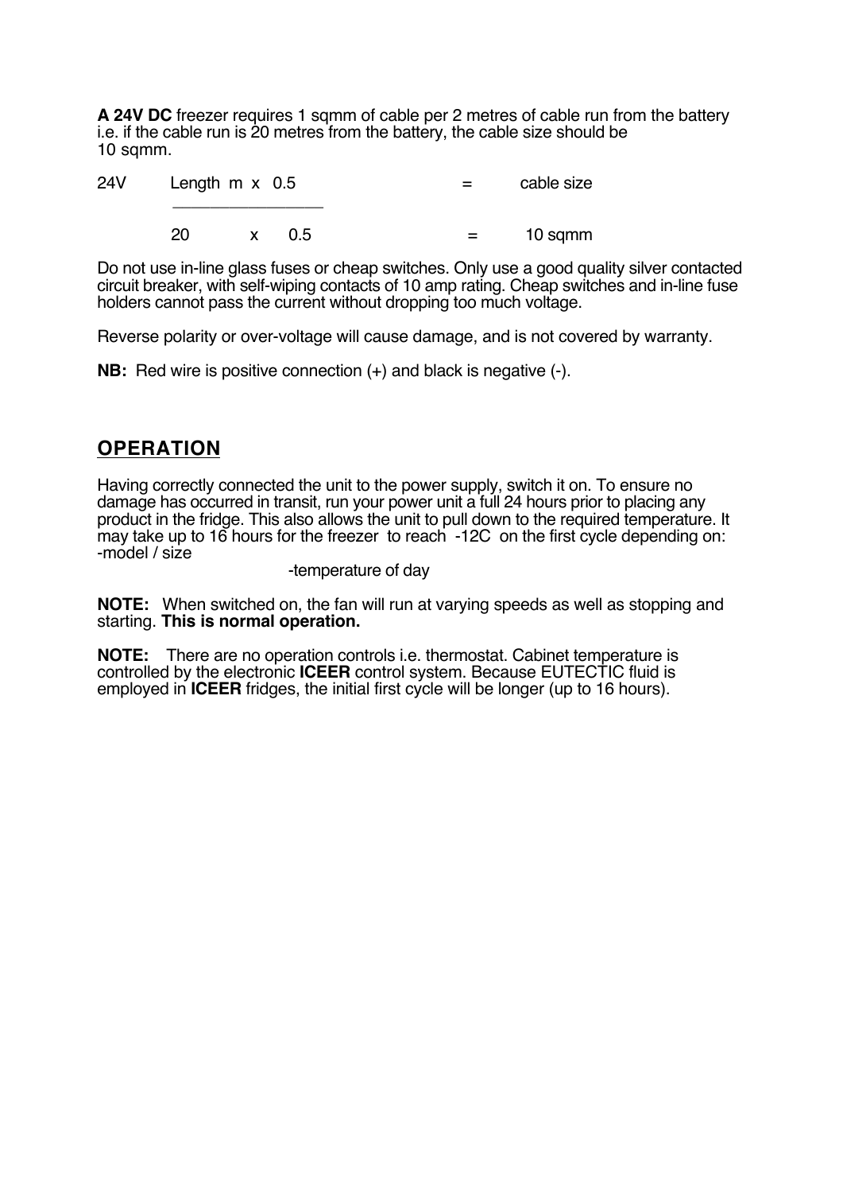**A 24V DC** freezer requires 1 sqmm of cable per 2 metres of cable run from the battery i.e. if the cable run is 20 metres from the battery, the cable size should be 10 sqmm.

| 24V | Length m x 0.5 | = | cable size |
| --- | --- | --- | --- |
| | 20 x 0.5 | = | 10 sqmm |

Do not use in-line glass fuses or cheap switches. Only use a good quality silver contacted circuit breaker, with self-wiping contacts of 10 amp rating. Cheap switches and in-line fuse holders cannot pass the current without dropping too much voltage.

Reverse polarity or over-voltage will cause damage, and is not covered by warranty.

**NB:** Red wire is positive connection (+) and black is negative (-).

## OPERATION

Having correctly connected the unit to the power supply, switch it on. To ensure no damage has occurred in transit, run your power unit a full 24 hours prior to placing any product in the fridge. This also allows the unit to pull down to the required temperature. It may take up to 16 hours for the freezer to reach -12C on the first cycle depending on:

- model / size
- temperature of day

**NOTE:** When switched on, the fan will run at varying speeds as well as stopping and starting. **This is normal operation.**

**NOTE:** There are no operation controls i.e. thermostat. Cabinet temperature is controlled by the electronic **ICEER** control system. Because EUTECTIC fluid is employed in **ICEER** fridges, the initial first cycle will be longer (up to 16 hours).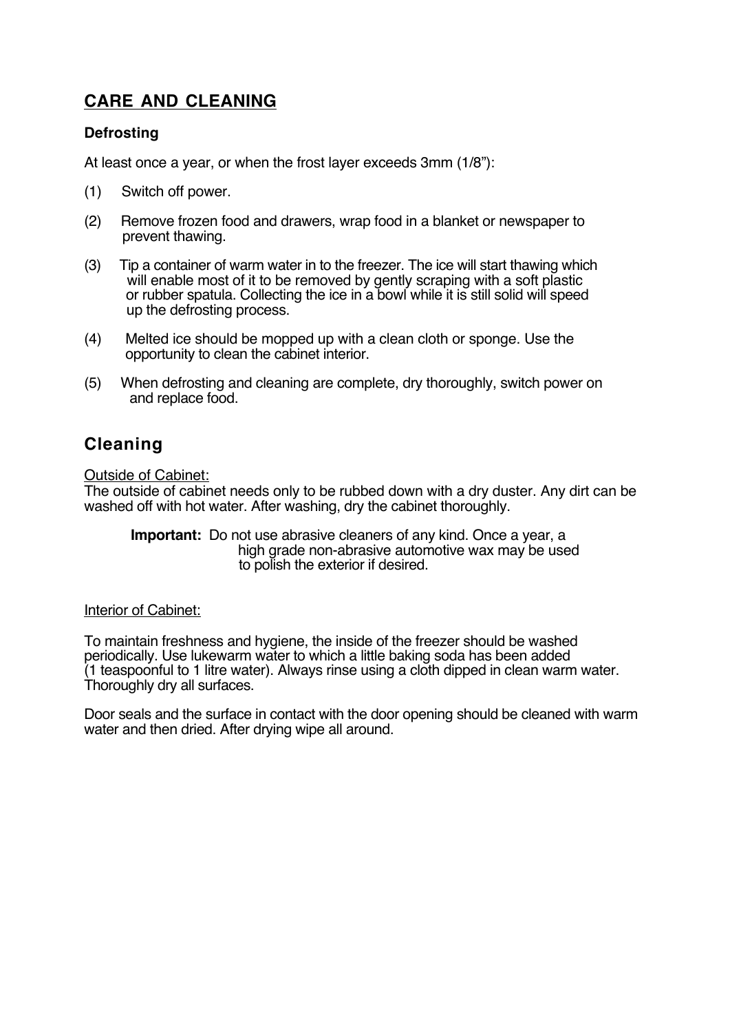# CARE AND CLEANING

### Defrosting

At least once a year, or when the frost layer exceeds 3mm (1/8"):

(1) Switch off power.

(2) Remove frozen food and drawers, wrap food in a blanket or newspaper to prevent thawing.

(3) Tip a container of warm water in to the freezer. The ice will start thawing which will enable most of it to be removed by gently scraping with a soft plastic or rubber spatula. Collecting the ice in a bowl while it is still solid will speed up the defrosting process.

(4) Melted ice should be mopped up with a clean cloth or sponge. Use the opportunity to clean the cabinet interior.

(5) When defrosting and cleaning are complete, dry thoroughly, switch power on and replace food.

## Cleaning

Outside of Cabinet:
The outside of cabinet needs only to be rubbed down with a dry duster. Any dirt can be washed off with hot water. After washing, dry the cabinet thoroughly.

> **Important:** Do not use abrasive cleaners of any kind. Once a year, a high grade non-abrasive automotive wax may be used to polish the exterior if desired.

Interior of Cabinet:

To maintain freshness and hygiene, the inside of the freezer should be washed periodically. Use lukewarm water to which a little baking soda has been added (1 teaspoonful to 1 litre water). Always rinse using a cloth dipped in clean warm water. Thoroughly dry all surfaces.

Door seals and the surface in contact with the door opening should be cleaned with warm water and then dried. After drying wipe all around.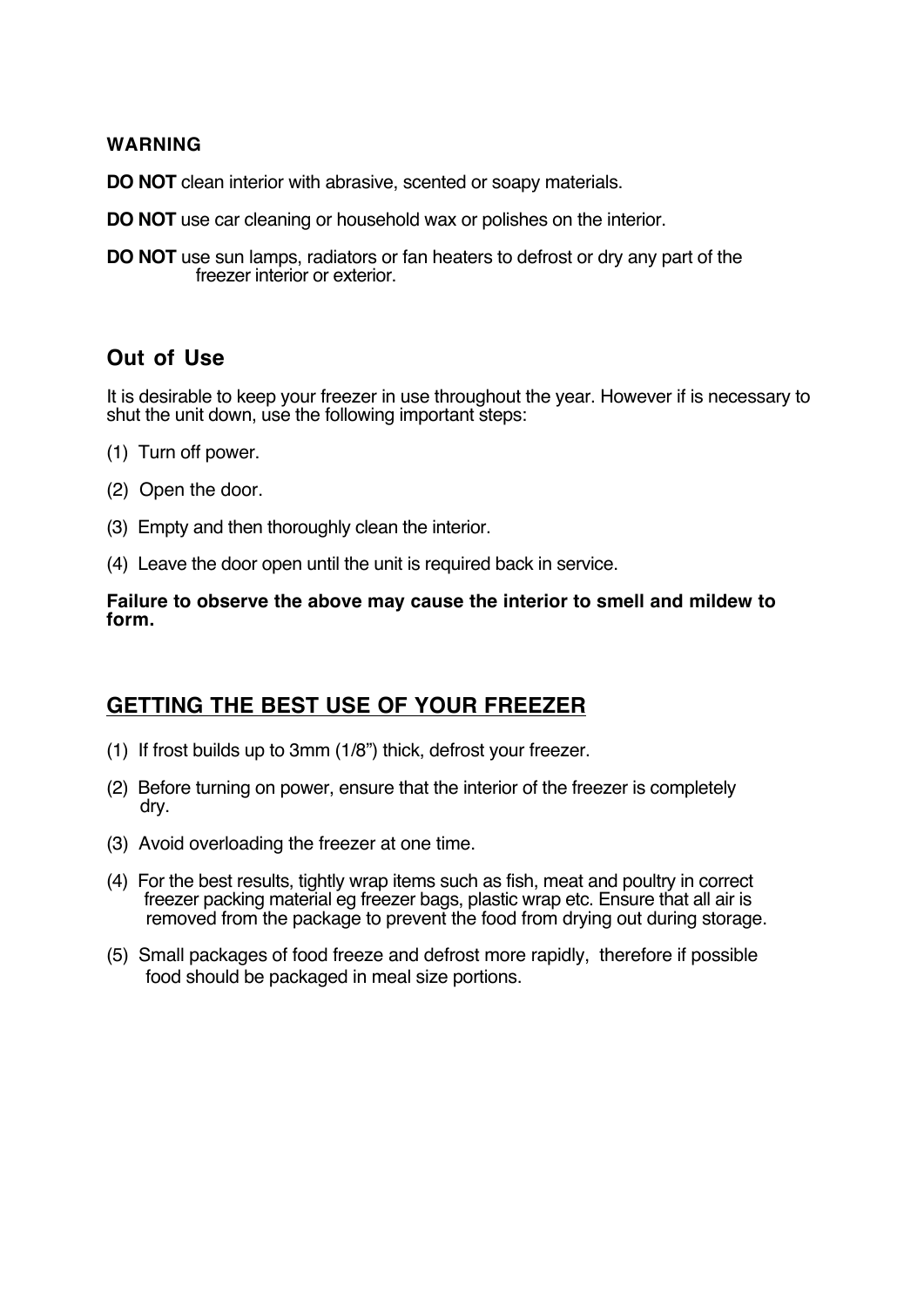**WARNING**

**DO NOT** clean interior with abrasive, scented or soapy materials.

**DO NOT** use car cleaning or household wax or polishes on the interior.

**DO NOT** use sun lamps, radiators or fan heaters to defrost or dry any part of the freezer interior or exterior.

## Out of Use

It is desirable to keep your freezer in use throughout the year. However if is necessary to shut the unit down, use the following important steps:

(1) Turn off power.

(2) Open the door.

(3) Empty and then thoroughly clean the interior.

(4) Leave the door open until the unit is required back in service.

**Failure to observe the above may cause the interior to smell and mildew to form.**

## GETTING THE BEST USE OF YOUR FREEZER

(1) If frost builds up to 3mm (1/8”) thick, defrost your freezer.

(2) Before turning on power, ensure that the interior of the freezer is completely dry.

(3) Avoid overloading the freezer at one time.

(4) For the best results, tightly wrap items such as fish, meat and poultry in correct freezer packing material eg freezer bags, plastic wrap etc. Ensure that all air is removed from the package to prevent the food from drying out during storage.

(5) Small packages of food freeze and defrost more rapidly, therefore if possible food should be packaged in meal size portions.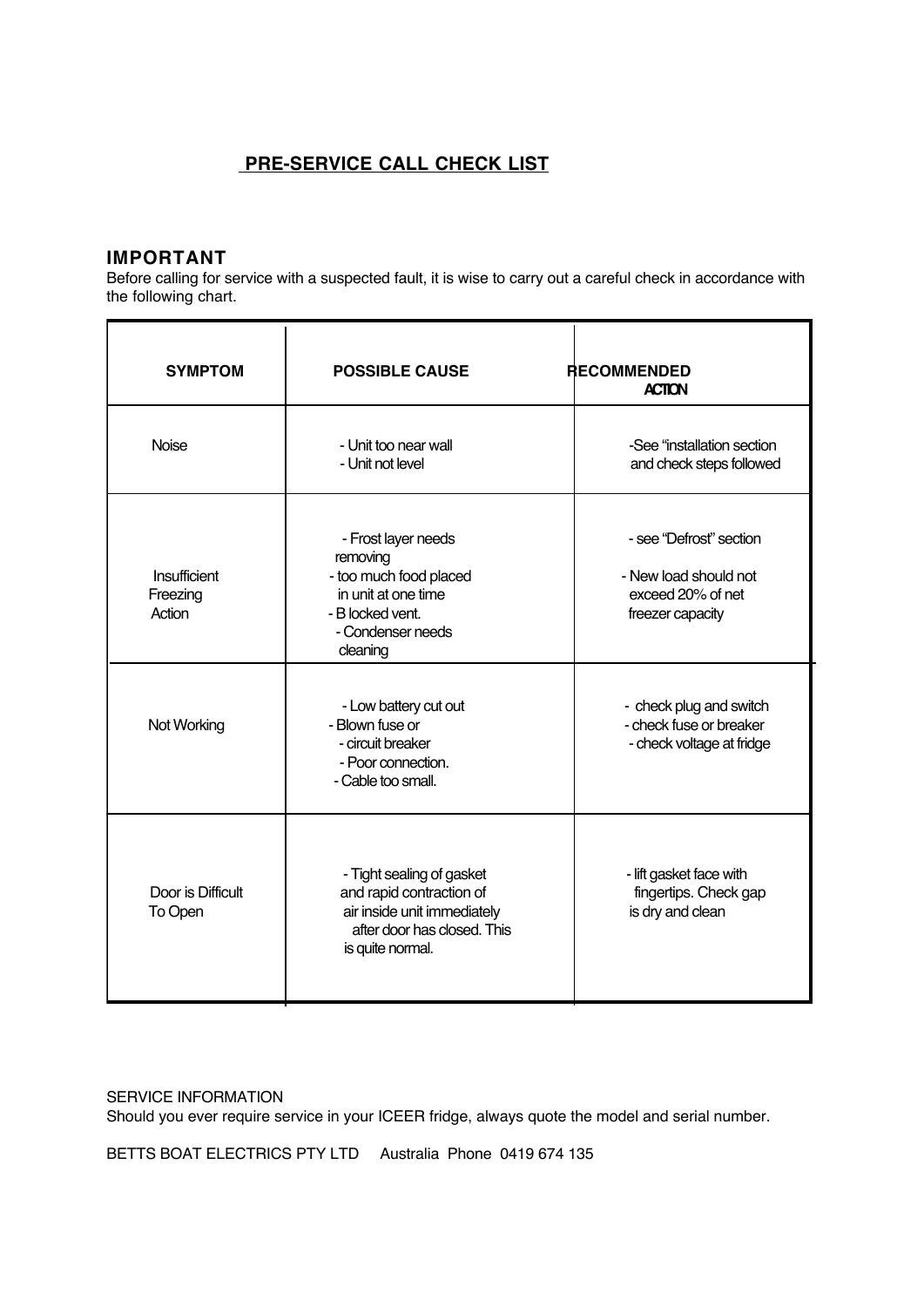## PRE-SERVICE CALL CHECK LIST

### IMPORTANT

Before calling for service with a suspected fault, it is wise to carry out a careful check in accordance with the following chart.

| SYMPTOM | POSSIBLE CAUSE | RECOMMENDED ACTION |
|---|---|---|
| Noise | - Unit too near wall<br>- Unit not level | -See "installation section and check steps followed |
| Insufficient Freezing Action | - Frost layer needs removing<br>- too much food placed in unit at one time<br>- B locked vent.<br>- Condenser needs cleaning | - see "Defrost" section<br>- New load should not exceed 20% of net freezer capacity |
| Not Working | - Low battery cut out<br>- Blown fuse or<br>- circuit breaker<br>- Poor connection.<br>- Cable too small. | - check plug and switch<br>- check fuse or breaker<br>- check voltage at fridge |
| Door is Difficult To Open | - Tight sealing of gasket and rapid contraction of air inside unit immediately after door has closed. This is quite normal. | - lift gasket face with fingertips. Check gap is dry and clean |

SERVICE INFORMATION

Should you ever require service in your ICEER fridge, always quote the model and serial number.

BETTS BOAT ELECTRICS PTY LTD  Australia Phone 0419 674 135